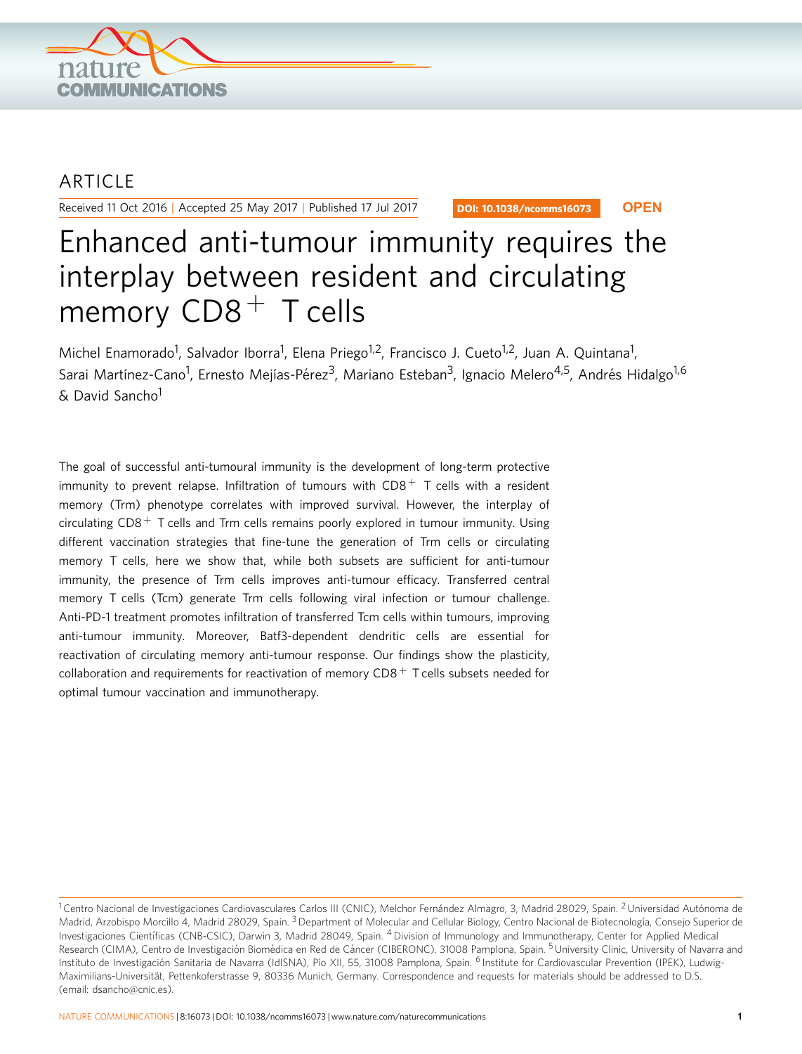ARTICLE

Received 11 Oct 2016 | Accepted 25 May 2017 | Published 17 Jul 2017

DOI: 10.1038/ncomms16073 **OPEN**

# Enhanced anti-tumour immunity requires the interplay between resident and circulating memory CD8$^+$ T cells

Michel Enamorado[1], Salvador Iborra[1], Elena Priego[1,2], Francisco J. Cueto[1,2], Juan A. Quintana[1], Sarai Martínez-Cano[1], Ernesto Mejías-Pérez[3], Mariano Esteban[3], Ignacio Melero[4,5], Andrés Hidalgo[1,6] & David Sancho[1]

The goal of successful anti-tumoural immunity is the development of long-term protective immunity to prevent relapse. Infiltration of tumours with CD8$^+$ T cells with a resident memory (Trm) phenotype correlates with improved survival. However, the interplay of circulating CD8$^+$ T cells and Trm cells remains poorly explored in tumour immunity. Using different vaccination strategies that fine-tune the generation of Trm cells or circulating memory T cells, here we show that, while both subsets are sufficient for anti-tumour immunity, the presence of Trm cells improves anti-tumour efficacy. Transferred central memory T cells (Tcm) generate Trm cells following viral infection or tumour challenge. Anti-PD-1 treatment promotes infiltration of transferred Tcm cells within tumours, improving anti-tumour immunity. Moreover, Batf3-dependent dendritic cells are essential for reactivation of circulating memory anti-tumour response. Our findings show the plasticity, collaboration and requirements for reactivation of memory CD8$^+$ T cells subsets needed for optimal tumour vaccination and immunotherapy.

[1] Centro Nacional de Investigaciones Cardiovasculares Carlos III (CNIC), Melchor Fernández Almagro, 3, Madrid 28029, Spain. [2] Universidad Autónoma de Madrid, Arzobispo Morcillo 4, Madrid 28029, Spain. [3] Department of Molecular and Cellular Biology, Centro Nacional de Biotecnología, Consejo Superior de Investigaciones Científicas (CNB-CSIC), Darwin 3, Madrid 28049, Spain. [4] Division of Immunology and Immunotherapy, Center for Applied Medical Research (CIMA), Centro de Investigación Biomédica en Red de Cáncer (CIBERONC), 31008 Pamplona, Spain. [5] University Clinic, University of Navarra and Instituto de Investigación Sanitaria de Navarra (IdISNA), Pío XII, 55, 31008 Pamplona, Spain. [6] Institute for Cardiovascular Prevention (IPEK), Ludwig-Maximilians-Universität, Pettenkoferstrasse 9, 80336 Munich, Germany. Correspondence and requests for materials should be addressed to D.S. (email: dsancho@cnic.es).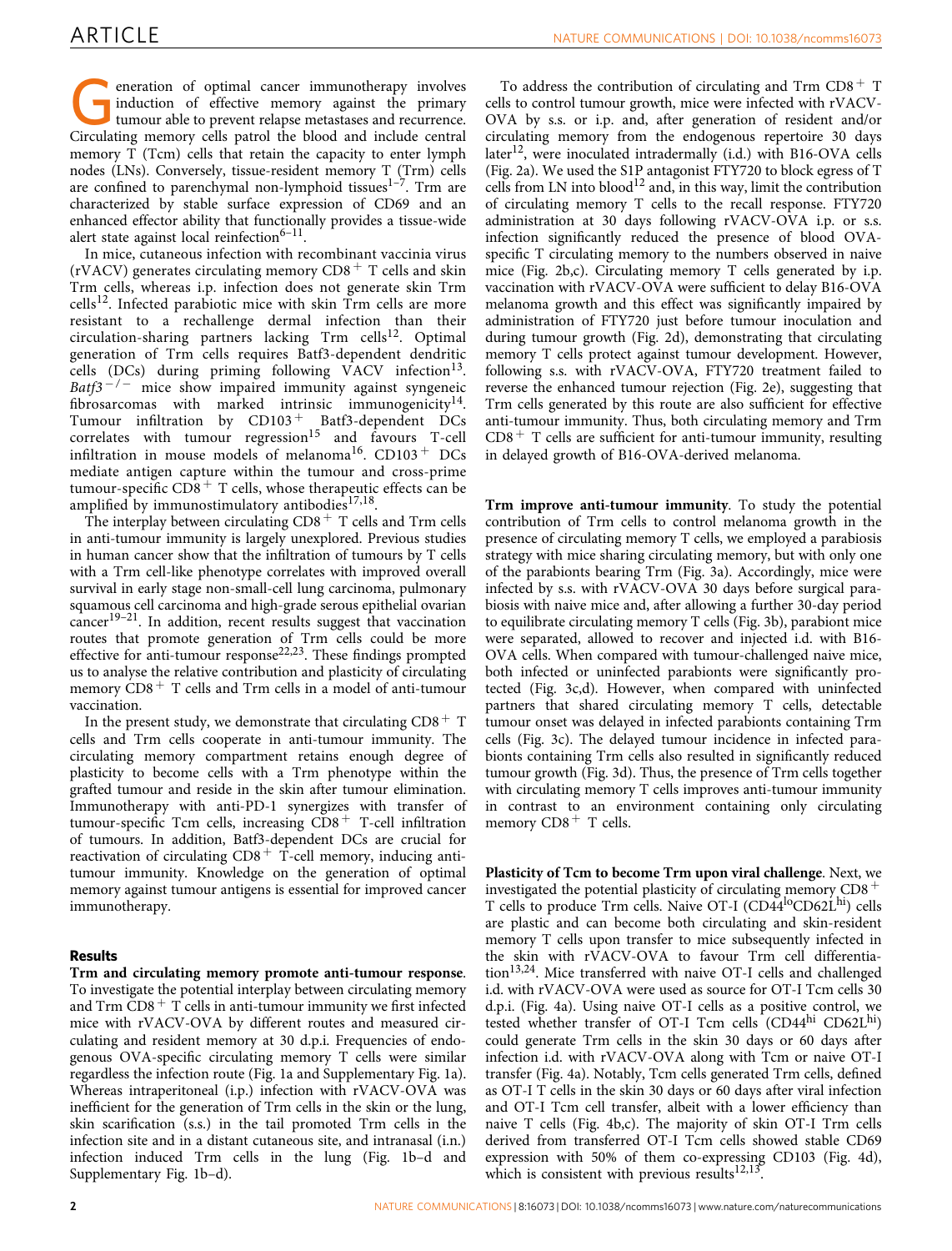Generation of optimal cancer immunotherapy involves induction of effective memory against the primary tumour able to prevent relapse metastases and recurrence. Circulating memory cells patrol the blood and include central memory T (Tcm) cells that retain the capacity to enter lymph nodes (LNs). Conversely, tissue-resident memory T (Trm) cells are confined to parenchymal non-lymphoid tissues[1–7]. Trm are characterized by stable surface expression of CD69 and an enhanced effector ability that functionally provides a tissue-wide alert state against local reinfection[6–11].

In mice, cutaneous infection with recombinant vaccinia virus (rVACV) generates circulating memory $CD8^+$ T cells and skin Trm cells, whereas i.p. infection does not generate skin Trm cells[12]. Infected parabiotic mice with skin Trm cells are more resistant to a rechallenge dermal infection than their circulation-sharing partners lacking Trm cells[12]. Optimal generation of Trm cells requires Batf3-dependent dendritic cells (DCs) during priming following VACV infection[13]. *Batf3*$^{-/-}$ mice show impaired immunity against syngeneic fibrosarcomas with marked intrinsic immunogenicity[14]. Tumour infiltration by $CD103^+$ Batf3-dependent DCs correlates with tumour regression[15] and favours T-cell infiltration in mouse models of melanoma[16]. $CD103^+$ DCs mediate antigen capture within the tumour and cross-prime tumour-specific $CD8^+$ T cells, whose therapeutic effects can be amplified by immunostimulatory antibodies[17,18].

The interplay between circulating $CD8^+$ T cells and Trm cells in anti-tumour immunity is largely unexplored. Previous studies in human cancer show that the infiltration of tumours by T cells with a Trm cell-like phenotype correlates with improved overall survival in early stage non-small-cell lung carcinoma, pulmonary squamous cell carcinoma and high-grade serous epithelial ovarian cancer[19–21]. In addition, recent results suggest that vaccination routes that promote generation of Trm cells could be more effective for anti-tumour response[22,23]. These findings prompted us to analyse the relative contribution and plasticity of circulating memory $CD8^+$ T cells and Trm cells in a model of anti-tumour vaccination.

In the present study, we demonstrate that circulating $CD8^+$ T cells and Trm cells cooperate in anti-tumour immunity. The circulating memory compartment retains enough degree of plasticity to become cells with a Trm phenotype within the grafted tumour and reside in the skin after tumour elimination. Immunotherapy with anti-PD-1 synergizes with transfer of tumour-specific Tcm cells, increasing $CD8^+$ T-cell infiltration of tumours. In addition, Batf3-dependent DCs are crucial for reactivation of circulating $CD8^+$ T-cell memory, inducing anti-tumour immunity. Knowledge on the generation of optimal memory against tumour antigens is essential for improved cancer immunotherapy.

## Results

**Trm and circulating memory promote anti-tumour response.** To investigate the potential interplay between circulating memory and Trm $CD8^+$ T cells in anti-tumour immunity we first infected mice with rVACV-OVA by different routes and measured circulating and resident memory at 30 d.p.i. Frequencies of endogenous OVA-specific circulating memory T cells were similar regardless the infection route (Fig. 1a and Supplementary Fig. 1a). Whereas intraperitoneal (i.p.) infection with rVACV-OVA was inefficient for the generation of Trm cells in the skin or the lung, skin scarification (s.s.) in the tail promoted Trm cells in the infection site and in a distant cutaneous site, and intranasal (i.n.) infection induced Trm cells in the lung (Fig. 1b–d and Supplementary Fig. 1b–d).

To address the contribution of circulating and Trm $CD8^+$ T cells to control tumour growth, mice were infected with rVACV-OVA by s.s. or i.p. and, after generation of resident and/or circulating memory from the endogenous repertoire 30 days later[12], were inoculated intradermally (i.d.) with B16-OVA cells (Fig. 2a). We used the S1P antagonist FTY720 to block egress of T cells from LN into blood[12] and, in this way, limit the contribution of circulating memory T cells to the recall response. FTY720 administration at 30 days following rVACV-OVA i.p. or s.s. infection significantly reduced the presence of blood OVA-specific T circulating memory to the numbers observed in naive mice (Fig. 2b,c). Circulating memory T cells generated by i.p. vaccination with rVACV-OVA were sufficient to delay B16-OVA melanoma growth and this effect was significantly impaired by administration of FTY720 just before tumour inoculation and during tumour growth (Fig. 2d), demonstrating that circulating memory T cells protect against tumour development. However, following s.s. with rVACV-OVA, FTY720 treatment failed to reverse the enhanced tumour rejection (Fig. 2e), suggesting that Trm cells generated by this route are also sufficient for effective anti-tumour immunity. Thus, both circulating memory and Trm $CD8^+$ T cells are sufficient for anti-tumour immunity, resulting in delayed growth of B16-OVA-derived melanoma.

**Trm improve anti-tumour immunity.** To study the potential contribution of Trm cells to control melanoma growth in the presence of circulating memory T cells, we employed a parabiosis strategy with mice sharing circulating memory, but with only one of the parabionts bearing Trm (Fig. 3a). Accordingly, mice were infected by s.s. with rVACV-OVA 30 days before surgical parabiosis with naive mice and, after allowing a further 30-day period to equilibrate circulating memory T cells (Fig. 3b), parabiont mice were separated, allowed to recover and injected i.d. with B16-OVA cells. When compared with tumour-challenged naive mice, both infected or uninfected parabionts were significantly protected (Fig. 3c,d). However, when compared with uninfected partners that shared circulating memory T cells, detectable tumour onset was delayed in infected parabionts containing Trm cells (Fig. 3c). The delayed tumour incidence in infected parabionts containing Trm cells also resulted in significantly reduced tumour growth (Fig. 3d). Thus, the presence of Trm cells together with circulating memory T cells improves anti-tumour immunity in contrast to an environment containing only circulating memory $CD8^+$ T cells.

**Plasticity of Tcm to become Trm upon viral challenge.** Next, we investigated the potential plasticity of circulating memory $CD8^+$ T cells to produce Trm cells. Naive OT-I ($CD44^{lo}CD62L^{hi}$) cells are plastic and can become both circulating and skin-resident memory T cells upon transfer to mice subsequently infected in the skin with rVACV-OVA to favour Trm cell differentiation[13,24]. Mice transferred with naive OT-I cells and challenged i.d. with rVACV-OVA were used as source for OT-I Tcm cells 30 d.p.i. (Fig. 4a). Using naive OT-I cells as a positive control, we tested whether transfer of OT-I Tcm cells ($CD44^{hi}$ $CD62L^{hi}$) could generate Trm cells in the skin 30 days or 60 days after infection i.d. with rVACV-OVA along with Tcm or naive OT-I transfer (Fig. 4a). Notably, Tcm cells generated Trm cells, defined as OT-I T cells in the skin 30 days or 60 days after viral infection and OT-I Tcm cell transfer, albeit with a lower efficiency than naive T cells (Fig. 4b,c). The majority of skin OT-I Trm cells derived from transferred OT-I Tcm cells showed stable CD69 expression with 50% of them co-expressing CD103 (Fig. 4d), which is consistent with previous results[12,13].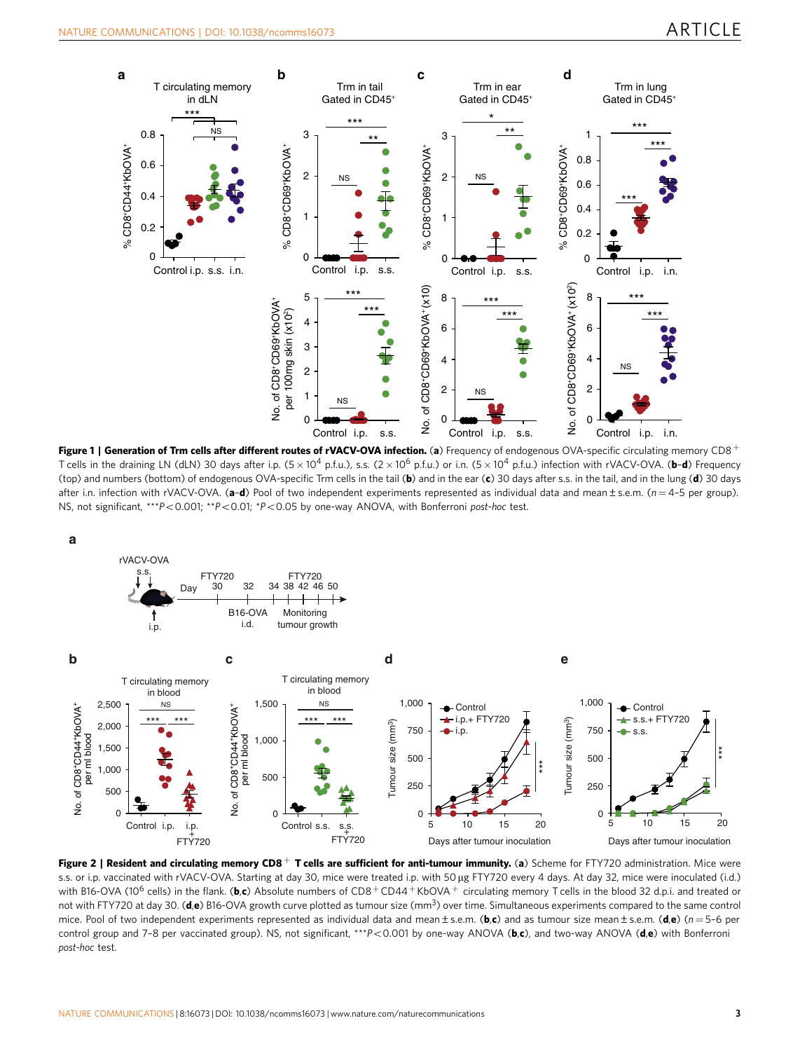**Figure 1 | Generation of Trm cells after different routes of rVACV-OVA infection.** (**a**) Frequency of endogenous OVA-specific circulating memory CD8$^+$ T cells in the draining LN (dLN) 30 days after i.p. ($5 \times 10^4$ p.f.u.), s.s. ($2 \times 10^6$ p.f.u.) or i.n. ($5 \times 10^4$ p.f.u.) infection with rVACV-OVA. (**b**–**d**) Frequency (top) and numbers (bottom) of endogenous OVA-specific Trm cells in the tail (**b**) and in the ear (**c**) 30 days after s.s. in the tail, and in the lung (**d**) 30 days after i.n. infection with rVACV-OVA. (**a**–**d**) Pool of two independent experiments represented as individual data and mean ± s.e.m. ($n$ = 4–5 per group). NS, not significant, ***$P<0.001$; **$P<0.01$; *$P<0.05$ by one-way ANOVA, with Bonferroni *post-hoc* test.

**Figure 2 | Resident and circulating memory CD8$^+$ T cells are sufficient for anti-tumour immunity.** (**a**) Scheme for FTY720 administration. Mice were s.s. or i.p. vaccinated with rVACV-OVA. Starting at day 30, mice were treated i.p. with 50 µg FTY720 every 4 days. At day 32, mice were inoculated (i.d.) with B16-OVA ($10^6$ cells) in the flank. (**b**,**c**) Absolute numbers of CD8$^+$CD44$^+$KbOVA$^+$ circulating memory T cells in the blood 32 d.p.i. and treated or not with FTY720 at day 30. (**d**,**e**) B16-OVA growth curve plotted as tumour size (mm$^3$) over time. Simultaneous experiments compared to the same control mice. Pool of two independent experiments represented as individual data and mean ± s.e.m. (**b**,**c**) and as tumour size mean ± s.e.m. (**d**,**e**) ($n$ = 5–6 per control group and 7–8 per vaccinated group). NS, not significant, ***$P<0.001$ by one-way ANOVA (**b**,**c**), and two-way ANOVA (**d**,**e**) with Bonferroni *post-hoc* test.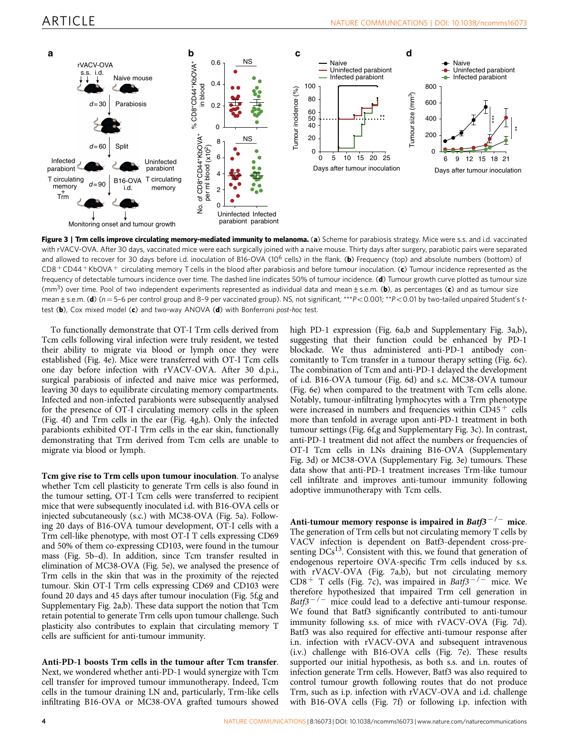**Figure 3 | Trm cells improve circulating memory-mediated immunity to melanoma.** (**a**) Scheme for parabiosis strategy. Mice were s.s. and i.d. vaccinated with rVACV-OVA. After 30 days, vaccinated mice were each surgically joined with a naive mouse. Thirty days after surgery, parabiotic pairs were separated and allowed to recover for 30 days before i.d. inoculation of B16-OVA ($10^6$ cells) in the flank. (**b**) Frequency (top) and absolute numbers (bottom) of CD8$^+$CD44$^+$KbOVA$^+$ circulating memory T cells in the blood after parabiosis and before tumour inoculation. (**c**) Tumour incidence represented as the frequency of detectable tumours incidence over time. The dashed line indicates 50% of tumour incidence. (**d**) Tumour growth curve plotted as tumour size (mm$^3$) over time. Pool of two independent experiments represented as individual data and mean ± s.e.m. (**b**), as percentages (**c**) and as tumour size mean ± s.e.m. (**d**) ($n$ = 5–6 per control group and 8–9 per vaccinated group). NS, not significant, ***$P$<0.001; **$P$<0.01 by two-tailed unpaired Student's $t$-test (**b**), Cox mixed model (**c**) and two-way ANOVA (**d**) with Bonferroni *post-hoc* test.

To functionally demonstrate that OT-I Trm cells derived from Tcm cells following viral infection were truly resident, we tested their ability to migrate via blood or lymph once they were established (Fig. 4e). Mice were transferred with OT-I Tcm cells one day before infection with rVACV-OVA. After 30 d.p.i., surgical parabiosis of infected and naive mice was performed, leaving 30 days to equilibrate circulating memory compartments. Infected and non-infected parabionts were subsequently analysed for the presence of OT-I circulating memory cells in the spleen (Fig. 4f) and Trm cells in the ear (Fig. 4g,h). Only the infected parabionts exhibited OT-I Trm cells in the ear skin, functionally demonstrating that Trm derived from Tcm cells are unable to migrate via blood or lymph.

**Tcm give rise to Trm cells upon tumour inoculation**. To analyse whether Tcm cell plasticity to generate Trm cells is also found in the tumour setting, OT-I Tcm cells were transferred to recipient mice that were subsequently inoculated i.d. with B16-OVA cells or injected subcutaneously (s.c.) with MC38-OVA (Fig. 5a). Following 20 days of B16-OVA tumour development, OT-I cells with a Trm cell-like phenotype, with most OT-I T cells expressing CD69 and 50% of them co-expressing CD103, were found in the tumour mass (Fig. 5b–d). In addition, since Tcm transfer resulted in elimination of MC38-OVA (Fig. 5e), we analysed the presence of Trm cells in the skin that was in the proximity of the rejected tumour. Skin OT-I Trm cells expressing CD69 and CD103 were found 20 days and 45 days after tumour inoculation (Fig. 5f,g and Supplementary Fig. 2a,b). These data support the notion that Tcm retain potential to generate Trm cells upon tumour challenge. Such plasticity also contributes to explain that circulating memory T cells are sufficient for anti-tumour immunity.

**Anti-PD-1 boosts Trm cells in the tumour after Tcm transfer**. Next, we wondered whether anti-PD-1 would synergize with Tcm cell transfer for improved tumour immunotherapy. Indeed, Tcm cells in the tumour draining LN and, particularly, Trm-like cells infiltrating B16-OVA or MC38-OVA grafted tumours showed high PD-1 expression (Fig. 6a,b and Supplementary Fig. 3a,b), suggesting that their function could be enhanced by PD-1 blockade. We thus administered anti-PD-1 antibody concomitantly to Tcm transfer in a tumour therapy setting (Fig. 6c). The combination of Tcm and anti-PD-1 delayed the development of i.d. B16-OVA tumour (Fig. 6d) and s.c. MC38-OVA tumour (Fig. 6e) when compared to the treatment with Tcm cells alone. Notably, tumour-infiltrating lymphocytes with a Trm phenotype were increased in numbers and frequencies within CD45$^+$ cells more than tenfold in average upon anti-PD-1 treatment in both tumour settings (Fig. 6f,g and Supplementary Fig. 3c). In contrast, anti-PD-1 treatment did not affect the numbers or frequencies of OT-I Tcm cells in LNs draining B16-OVA (Supplementary Fig. 3d) or MC38-OVA (Supplementary Fig. 3e) tumours. These data show that anti-PD-1 treatment increases Trm-like tumour cell infiltrate and improves anti-tumour immunity following adoptive immunotherapy with Tcm cells.

**Anti-tumour memory response is impaired in *Batf3*$^{-/-}$ mice**. The generation of Trm cells but not circulating memory T cells by VACV infection is dependent on Batf3-dependent cross-presenting DCs[13]. Consistent with this, we found that generation of endogenous repertoire OVA-specific Trm cells induced by s.s. with rVACV-OVA (Fig. 7a,b), but not circulating memory CD8$^+$ T cells (Fig. 7c), was impaired in *Batf3*$^{-/-}$ mice. We therefore hypothesized that impaired Trm cell generation in *Batf3*$^{-/-}$ mice could lead to a defective anti-tumour response. We found that Batf3 significantly contributed to anti-tumour immunity following s.s. of mice with rVACV-OVA (Fig. 7d). Batf3 was also required for effective anti-tumour response after i.n. infection with rVACV-OVA and subsequent intravenous (i.v.) challenge with B16-OVA cells (Fig. 7e). These results supported our initial hypothesis, as both s.s. and i.n. routes of infection generate Trm cells. However, Batf3 was also required to control tumour growth following routes that do not produce Trm, such as i.p. infection with rVACV-OVA and i.d. challenge with B16-OVA cells (Fig. 7f) or following i.p. infection with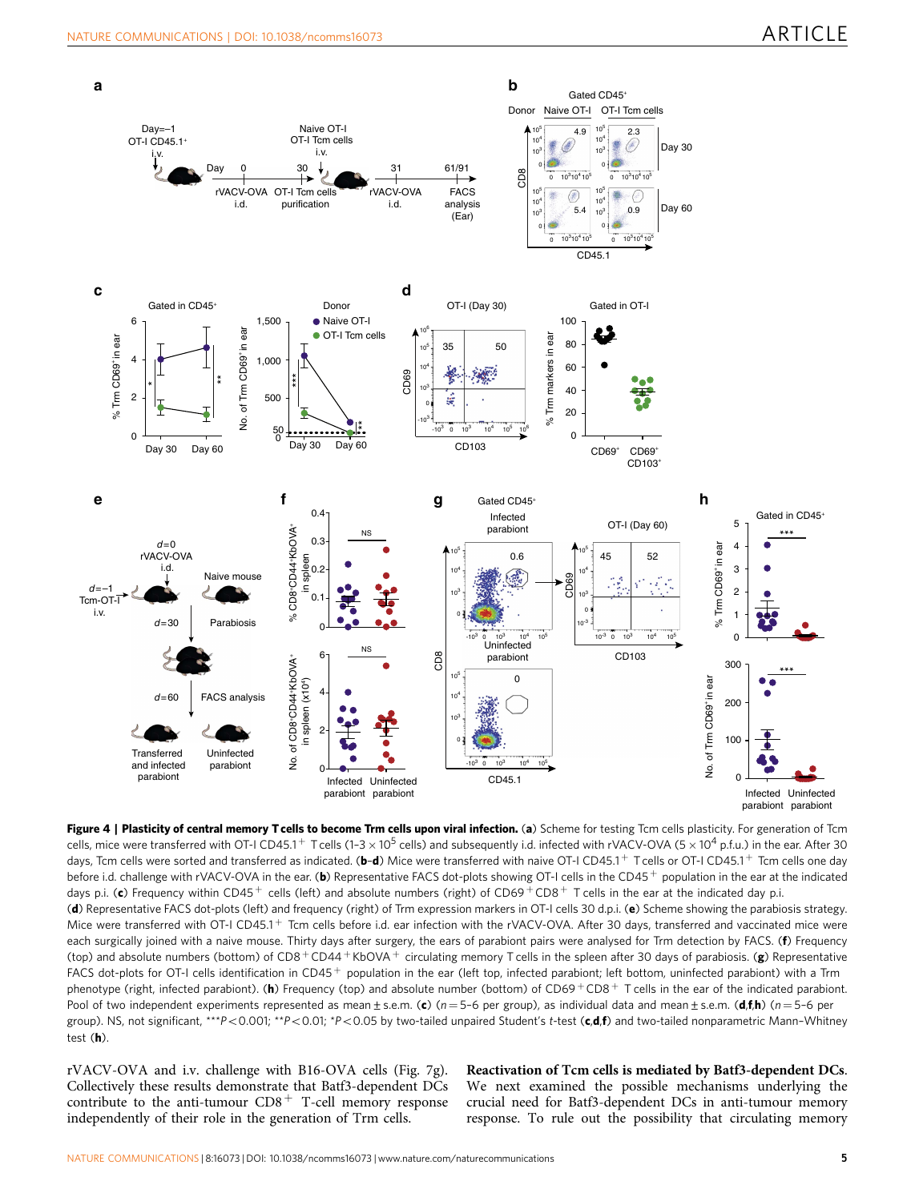**Figure 4 | Plasticity of central memory T cells to become Trm cells upon viral infection.** (**a**) Scheme for testing Tcm cells plasticity. For generation of Tcm cells, mice were transferred with OT-I CD45.1$^+$ T cells (1–3 × $10^5$ cells) and subsequently i.d. infected with rVACV-OVA (5 × $10^4$ p.f.u.) in the ear. After 30 days, Tcm cells were sorted and transferred as indicated. (**b**–**d**) Mice were transferred with naive OT-I CD45.1$^+$ T cells or OT-I CD45.1$^+$ Tcm cells one day before i.d. challenge with rVACV-OVA in the ear. (**b**) Representative FACS dot-plots showing OT-I cells in the CD45$^+$ population in the ear at the indicated days p.i. (**c**) Frequency within CD45$^+$ cells (left) and absolute numbers (right) of CD69$^+$CD8$^+$ T cells in the ear at the indicated day p.i. (**d**) Representative FACS dot-plots (left) and frequency (right) of Trm expression markers in OT-I cells 30 d.p.i. (**e**) Scheme showing the parabiosis strategy. Mice were transferred with OT-I CD45.1$^+$ Tcm cells before i.d. ear infection with the rVACV-OVA. After 30 days, transferred and vaccinated mice were each surgically joined with a naive mouse. Thirty days after surgery, the ears of parabiont pairs were analysed for Trm detection by FACS. (**f**) Frequency (top) and absolute numbers (bottom) of CD8$^+$CD44$^+$KbOVA$^+$ circulating memory T cells in the spleen after 30 days of parabiosis. (**g**) Representative FACS dot-plots for OT-I cells identification in CD45$^+$ population in the ear (left top, infected parabiont; left bottom, uninfected parabiont) with a Trm phenotype (right, infected parabiont). (**h**) Frequency (top) and absolute number (bottom) of CD69$^+$CD8$^+$ T cells in the ear of the indicated parabiont. Pool of two independent experiments represented as mean ± s.e.m. (**c**) ($n$ = 5–6 per group), as individual data and mean ± s.e.m. (**d**,**f**,**h**) ($n$ = 5–6 per group). NS, not significant, ***$P$<0.001; **$P$<0.01; *$P$<0.05 by two-tailed unpaired Student's $t$-test (**c**,**d**,**f**) and two-tailed nonparametric Mann–Whitney test (**h**).

rVACV-OVA and i.v. challenge with B16-OVA cells (Fig. 7g). Collectively these results demonstrate that Batf3-dependent DCs contribute to the anti-tumour CD8$^+$ T-cell memory response independently of their role in the generation of Trm cells.

**Reactivation of Tcm cells is mediated by Batf3-dependent DCs.** We next examined the possible mechanisms underlying the crucial need for Batf3-dependent DCs in anti-tumour memory response. To rule out the possibility that circulating memory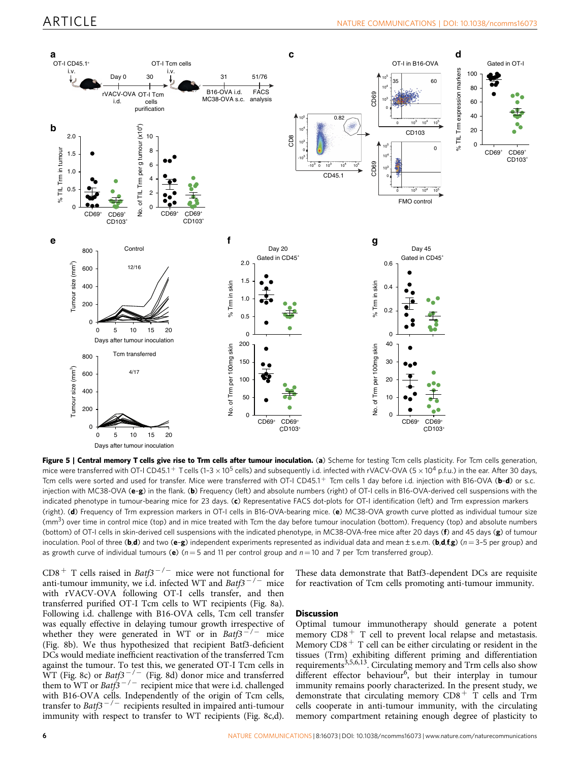**Figure 5 | Central memory T cells give rise to Trm cells after tumour inoculation.** (**a**) Scheme for testing Tcm cells plasticity. For Tcm cells generation, mice were transferred with OT-I CD45.1+ T cells (1-3 × $10^5$ cells) and subsequently i.d. infected with rVACV-OVA (5 × $10^4$ p.f.u.) in the ear. After 30 days, Tcm cells were sorted and used for transfer. Mice were transferred with OT-I CD45.1+ Tcm cells 1 day before i.d. injection with B16-OVA (**b–d**) or s.c. injection with MC38-OVA (**e–g**) in the flank. (**b**) Frequency (left) and absolute numbers (right) of OT-I cells in B16-OVA-derived cell suspensions with the indicated phenotype in tumour-bearing mice for 23 days. (**c**) Representative FACS dot-plots for OT-I identification (left) and Trm expression markers (right). (**d**) Frequency of Trm expression markers in OT-I cells in B16-OVA-bearing mice. (**e**) MC38-OVA growth curve plotted as individual tumour size ($mm^3$) over time in control mice (top) and in mice treated with Tcm the day before tumour inoculation (bottom). Frequency (top) and absolute numbers (bottom) of OT-I cells in skin-derived cell suspensions with the indicated phenotype, in MC38-OVA-free mice after 20 days (**f**) and 45 days (**g**) of tumour inoculation. Pool of three (**b**,**d**) and two (**e–g**) independent experiments represented as individual data and mean ± s.e.m. (**b**,**d**,**f**,**g**) ($n$ = 3–5 per group) and as growth curve of individual tumours (**e**) ($n$ = 5 and 11 per control group and $n$ = 10 and 7 per Tcm transferred group).

CD8+ T cells raised in *Batf3*−/− mice were not functional for anti-tumour immunity, we i.d. infected WT and *Batf3*−/− mice with rVACV-OVA following OT-I cells transfer, and then transferred purified OT-I Tcm cells to WT recipients (Fig. 8a). Following i.d. challenge with B16-OVA cells, Tcm cell transfer was equally effective in delaying tumour growth irrespective of whether they were generated in WT or in *Batf3*−/− mice (Fig. 8b). We thus hypothesized that recipient Batf3-deficient DCs would mediate inefficient reactivation of the transferred Tcm against the tumour. To test this, we generated OT-I Tcm cells in WT (Fig. 8c) or *Batf3*−/− (Fig. 8d) donor mice and transferred them to WT or *Batf3*−/− recipient mice that were i.d. challenged with B16-OVA cells. Independently of the origin of Tcm cells, transfer to *Batf3*−/− recipients resulted in impaired anti-tumour immunity with respect to transfer to WT recipients (Fig. 8c,d). These data demonstrate that Batf3-dependent DCs are requisite for reactivation of Tcm cells promoting anti-tumour immunity.

## Discussion

Optimal tumour immunotherapy should generate a potent memory CD8+ T cell to prevent local relapse and metastasis. Memory CD8+ T cell can be either circulating or resident in the tissues (Trm) exhibiting different priming and differentiation requirements[3,5,6,13]. Circulating memory and Trm cells also show different effector behaviour[6], but their interplay in tumour immunity remains poorly characterized. In the present study, we demonstrate that circulating memory CD8+ T cells and Trm cells cooperate in anti-tumour immunity, with the circulating memory compartment retaining enough degree of plasticity to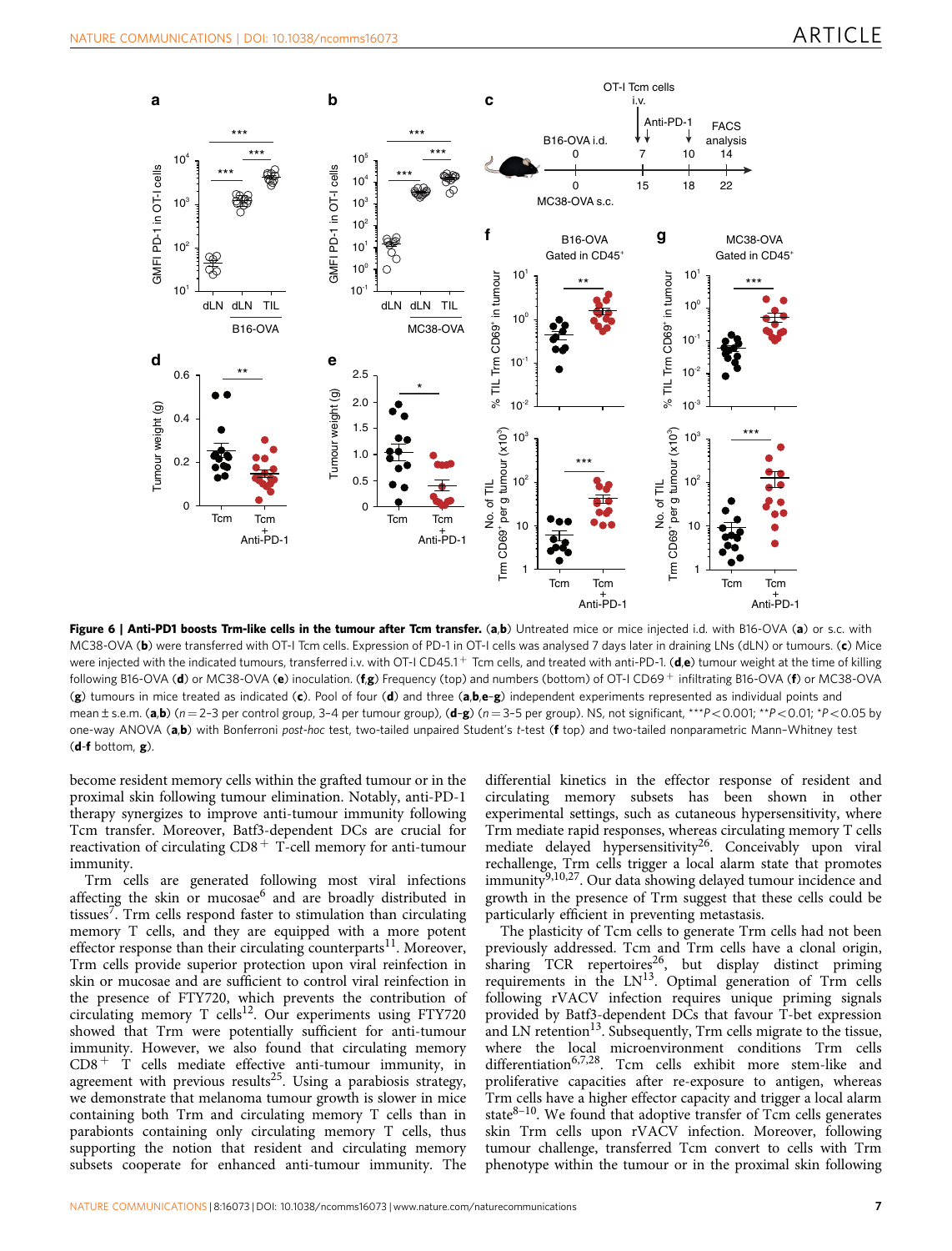**Figure 6 | Anti-PD1 boosts Trm-like cells in the tumour after Tcm transfer.** (**a**,**b**) Untreated mice or mice injected i.d. with B16-OVA (**a**) or s.c. with MC38-OVA (**b**) were transferred with OT-I Tcm cells. Expression of PD-1 in OT-I cells was analysed 7 days later in draining LNs (dLN) or tumours. (**c**) Mice were injected with the indicated tumours, transferred i.v. with OT-I CD45.1$^+$ Tcm cells, and treated with anti-PD-1. (**d**,**e**) tumour weight at the time of killing following B16-OVA (**d**) or MC38-OVA (**e**) inoculation. (**f**,**g**) Frequency (top) and numbers (bottom) of OT-I CD69$^+$ infiltrating B16-OVA (**f**) or MC38-OVA (**g**) tumours in mice treated as indicated (**c**). Pool of four (**d**) and three (**a**,**b**,**e**–**g**) independent experiments represented as individual points and mean ± s.e.m. (**a**,**b**) ($n$ = 2–3 per control group, 3–4 per tumour group), (**d**–**g**) ($n$ = 3–5 per group). NS, not significant, ***$P$<0.001; **$P$<0.01; *$P$<0.05 by one-way ANOVA (**a**,**b**) with Bonferroni *post-hoc* test, two-tailed unpaired Student's $t$-test (**f** top) and two-tailed nonparametric Mann–Whitney test (**d**-**f** bottom, **g**).

become resident memory cells within the grafted tumour or in the proximal skin following tumour elimination. Notably, anti-PD-1 therapy synergizes to improve anti-tumour immunity following Tcm transfer. Moreover, Batf3-dependent DCs are crucial for reactivation of circulating CD8$^+$ T-cell memory for anti-tumour immunity.

Trm cells are generated following most viral infections affecting the skin or mucosae[6] and are broadly distributed in tissues[7]. Trm cells respond faster to stimulation than circulating memory T cells, and they are equipped with a more potent effector response than their circulating counterparts[11]. Moreover, Trm cells provide superior protection upon viral reinfection in skin or mucosae and are sufficient to control viral reinfection in the presence of FTY720, which prevents the contribution of circulating memory T cells[12]. Our experiments using FTY720 showed that Trm were potentially sufficient for anti-tumour immunity. However, we also found that circulating memory CD8$^+$ T cells mediate effective anti-tumour immunity, in agreement with previous results[25]. Using a parabiosis strategy, we demonstrate that melanoma tumour growth is slower in mice containing both Trm and circulating memory T cells than in parabionts containing only circulating memory T cells, thus supporting the notion that resident and circulating memory subsets cooperate for enhanced anti-tumour immunity. The differential kinetics in the effector response of resident and circulating memory subsets has been shown in other experimental settings, such as cutaneous hypersensitivity, where Trm mediate rapid responses, whereas circulating memory T cells mediate delayed hypersensitivity[26]. Conceivably upon viral rechallenge, Trm cells trigger a local alarm state that promotes immunity[9,10,27]. Our data showing delayed tumour incidence and growth in the presence of Trm suggest that these cells could be particularly efficient in preventing metastasis.

The plasticity of Tcm cells to generate Trm cells had not been previously addressed. Tcm and Trm cells have a clonal origin, sharing TCR repertoires[26], but display distinct priming requirements in the LN[13]. Optimal generation of Trm cells following rVACV infection requires unique priming signals provided by Batf3-dependent DCs that favour T-bet expression and LN retention[13]. Subsequently, Trm cells migrate to the tissue, where the local microenvironment conditions Trm cells differentiation[6,7,28]. Tcm cells exhibit more stem-like and proliferative capacities after re-exposure to antigen, whereas Trm cells have a higher effector capacity and trigger a local alarm state[8–10]. We found that adoptive transfer of Tcm cells generates skin Trm cells upon rVACV infection. Moreover, following tumour challenge, transferred Tcm convert to cells with Trm phenotype within the tumour or in the proximal skin following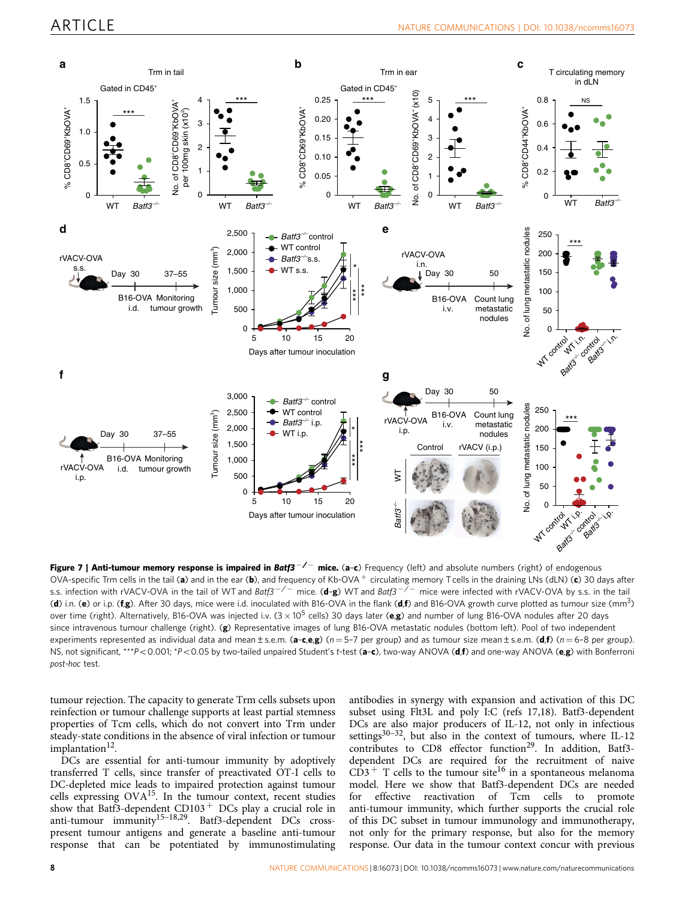**Figure 7 | Anti-tumour memory response is impaired in *Batf3*$^{-/-}$ mice.** (**a**–**c**) Frequency (left) and absolute numbers (right) of endogenous OVA-specific Trm cells in the tail (**a**) and in the ear (**b**), and frequency of Kb-OVA$^{+}$ circulating memory T cells in the draining LNs (dLN) (**c**) 30 days after s.s. infection with rVACV-OVA in the tail of WT and *Batf3*$^{-/-}$ mice. (**d**–**g**) WT and *Batf3*$^{-/-}$ mice were infected with rVACV-OVA by s.s. in the tail (**d**) i.n. (**e**) or i.p. (**f**,**g**). After 30 days, mice were i.d. inoculated with B16-OVA in the flank (**d**,**f**) and B16-OVA growth curve plotted as tumour size (mm$^3$) over time (right). Alternatively, B16-OVA was injected i.v. ($3 \times 10^5$ cells) 30 days later (**e**,**g**) and number of lung B16-OVA nodules after 20 days since intravenous tumour challenge (right). (**g**) Representative images of lung B16-OVA metastatic nodules (bottom left). Pool of two independent experiments represented as individual data and mean ± s.e.m. (**a**–**c**,**e**,**g**) ($n = 5$–$7$ per group) and as tumour size mean ± s.e.m. (**d**,**f**) ($n = 6$–$8$ per group). NS, not significant, ***$P < 0.001$; *$P < 0.05$ by two-tailed unpaired Student's *t*-test (**a**–**c**), two-way ANOVA (**d**,**f**) and one-way ANOVA (**e**,**g**) with Bonferroni *post-hoc* test.

tumour rejection. The capacity to generate Trm cells subsets upon reinfection or tumour challenge supports at least partial stemness properties of Tcm cells, which do not convert into Trm under steady-state conditions in the absence of viral infection or tumour implantation[12].

DCs are essential for anti-tumour immunity by adoptively transferred T cells, since transfer of preactivated OT-I cells to DC-depleted mice leads to impaired protection against tumour cells expressing OVA[15]. In the tumour context, recent studies show that Batf3-dependent CD103$^{+}$ DCs play a crucial role in anti-tumour immunity[15–18,29]. Batf3-dependent DCs cross-present tumour antigens and generate a baseline anti-tumour response that can be potentiated by immunostimulating antibodies in synergy with expansion and activation of this DC subset using Flt3L and poly I:C (refs 17,18). Batf3-dependent DCs are also major producers of IL-12, not only in infectious settings[30–32], but also in the context of tumours, where IL-12 contributes to CD8 effector function[29]. In addition, Batf3-dependent DCs are required for the recruitment of naive CD3$^{+}$ T cells to the tumour site[16] in a spontaneous melanoma model. Here we show that Batf3-dependent DCs are needed for effective reactivation of Tcm cells to promote anti-tumour immunity, which further supports the crucial role of this DC subset in tumour immunology and immunotherapy, not only for the primary response, but also for the memory response. Our data in the tumour context concur with previous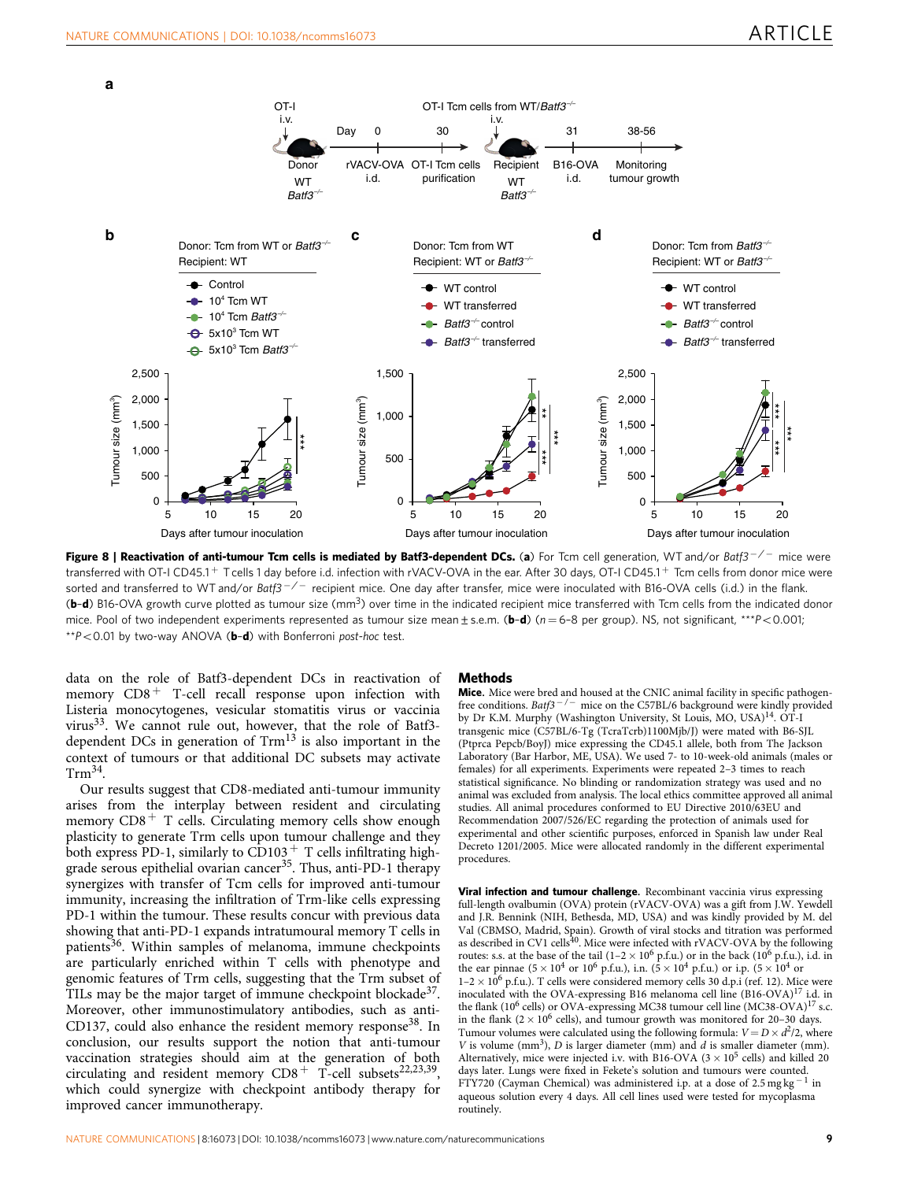**Figure 8 | Reactivation of anti-tumour Tcm cells is mediated by Batf3-dependent DCs.** (**a**) For Tcm cell generation, WT and/or *Batf3*$^{-/-}$ mice were transferred with OT-I CD45.1$^{+}$ T cells 1 day before i.d. infection with rVACV-OVA in the ear. After 30 days, OT-I CD45.1$^{+}$ Tcm cells from donor mice were sorted and transferred to WT and/or *Batf3*$^{-/-}$ recipient mice. One day after transfer, mice were inoculated with B16-OVA cells (i.d.) in the flank. (**b–d**) B16-OVA growth curve plotted as tumour size (mm$^3$) over time in the indicated recipient mice transferred with Tcm cells from the indicated donor mice. Pool of two independent experiments represented as tumour size mean ± s.e.m. (**b–d**) (n = 6–8 per group). NS, not significant, ***$P$<0.001; **$P$<0.01 by two-way ANOVA (**b–d**) with Bonferroni *post-hoc* test.

data on the role of Batf3-dependent DCs in reactivation of memory CD8$^{+}$ T-cell recall response upon infection with Listeria monocytogenes, vesicular stomatitis virus or vaccinia virus[33]. We cannot rule out, however, that the role of Batf3-dependent DCs in generation of Trm[13] is also important in the context of tumours or that additional DC subsets may activate Trm[34].

Our results suggest that CD8-mediated anti-tumour immunity arises from the interplay between resident and circulating memory CD8$^{+}$ T cells. Circulating memory cells show enough plasticity to generate Trm cells upon tumour challenge and they both express PD-1, similarly to CD103$^{+}$ T cells infiltrating high-grade serous epithelial ovarian cancer[35]. Thus, anti-PD-1 therapy synergizes with transfer of Tcm cells for improved anti-tumour immunity, increasing the infiltration of Trm-like cells expressing PD-1 within the tumour. These results concur with previous data showing that anti-PD-1 expands intratumoural memory T cells in patients[36]. Within samples of melanoma, immune checkpoints are particularly enriched within T cells with phenotype and genomic features of Trm cells, suggesting that the Trm subset of TILs may be the major target of immune checkpoint blockade[37]. Moreover, other immunostimulatory antibodies, such as anti-CD137, could also enhance the resident memory response[38]. In conclusion, our results support the notion that anti-tumour vaccination strategies should aim at the generation of both circulating and resident memory CD8$^{+}$ T-cell subsets[22,23,39], which could synergize with checkpoint antibody therapy for improved cancer immunotherapy.

## Methods

**Mice.** Mice were bred and housed at the CNIC animal facility in specific pathogen-free conditions. *Batf3*$^{-/-}$ mice on the C57BL/6 background were kindly provided by Dr K.M. Murphy (Washington University, St Louis, MO, USA)[14]. OT-I transgenic mice (C57BL/6-Tg (TcraTcrb)1100Mjb/J) were mated with B6-SJL (Ptprca Pepcb/BoyJ) mice expressing the CD45.1 allele, both from The Jackson Laboratory (Bar Harbor, ME, USA). We used 7- to 10-week-old animals (males or females) for all experiments. Experiments were repeated 2–3 times to reach statistical significance. No blinding or randomization strategy was used and no animal was excluded from analysis. The local ethics committee approved all animal studies. All animal procedures conformed to EU Directive 2010/63EU and Recommendation 2007/526/EC regarding the protection of animals used for experimental and other scientific purposes, enforced in Spanish law under Real Decreto 1201/2005. Mice were allocated randomly in the different experimental procedures.

**Viral infection and tumour challenge.** Recombinant vaccinia virus expressing full-length ovalbumin (OVA) protein (rVACV-OVA) was a gift from J.W. Yewdell and J.R. Bennink (NIH, Bethesda, MD, USA) and was kindly provided by M. del Val (CBMSO, Madrid, Spain). Growth of viral stocks and titration was performed as described in CV1 cells[40]. Mice were infected with rVACV-OVA by the following routes: s.s. at the base of the tail (1–2 × 10$^6$ p.f.u.) or in the back (10$^6$ p.f.u.), i.d. in the ear pinnae (5 × 10$^4$ or 10$^6$ p.f.u.), i.n. (5 × 10$^4$ p.f.u.) or i.p. (5 × 10$^4$ or 1–2 × 10$^6$ p.f.u.). T cells were considered memory cells 30 d.p.i (ref. 12). Mice were inoculated with the OVA-expressing B16 melanoma cell line (B16-OVA)[17] i.d. in the flank (10$^6$ cells) or OVA-expressing MC38 tumour cell line (MC38-OVA)[17] s.c. in the flank (2 × 10$^6$ cells), and tumour growth was monitored for 20–30 days. Tumour volumes were calculated using the following formula: $V = D \times d^2/2$, where $V$ is volume (mm$^3$), $D$ is larger diameter (mm) and $d$ is smaller diameter (mm). Alternatively, mice were injected i.v. with B16-OVA (3 × 10$^5$ cells) and killed 20 days later. Lungs were fixed in Fekete's solution and tumours were counted. FTY720 (Cayman Chemical) was administered i.p. at a dose of 2.5 mg kg$^{-1}$ in aqueous solution every 4 days. All cell lines used were tested for mycoplasma routinely.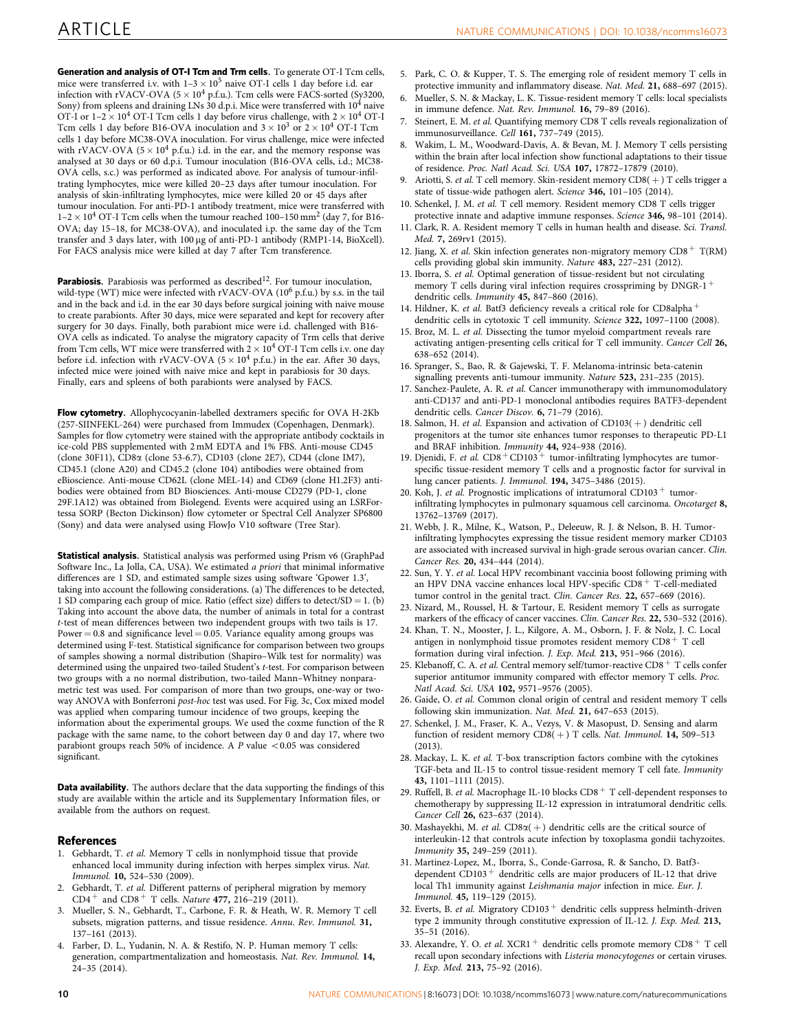**Generation and analysis of OT-I Tcm and Trm cells.** To generate OT-I Tcm cells, mice were transferred i.v. with $1–3 \times 10^5$ naive OT-I cells 1 day before i.d. ear infection with rVACV-OVA ($5 \times 10^4$ p.f.u.). Tcm cells were FACS-sorted (Sy3200, Sony) from spleens and draining LNs 30 d.p.i. Mice were transferred with $10^4$ naive OT-I or $1–2 \times 10^4$ OT-I Tcm cells 1 day before virus challenge, with $2 \times 10^4$ OT-I Tcm cells 1 day before B16-OVA inoculation and $3 \times 10^3$ or $2 \times 10^4$ OT-I Tcm cells 1 day before MC38-OVA inoculation. For virus challenge, mice were infected with rVACV-OVA ($5 \times 10^4$ p.f.u.) i.d. in the ear, and the memory response was analysed at 30 days or 60 d.p.i. Tumour inoculation (B16-OVA cells, i.d.; MC38-OVA cells, s.c.) was performed as indicated above. For analysis of tumour-infiltrating lymphocytes, mice were killed 20–23 days after tumour inoculation. For analysis of skin-infiltrating lymphocytes, mice were killed 20 or 45 days after tumour inoculation. For anti-PD-1 antibody treatment, mice were transferred with $1–2 \times 10^4$ OT-I Tcm cells when the tumour reached 100–150 mm$^2$ (day 7, for B16-OVA; day 15–18, for MC38-OVA), and inoculated i.p. the same day of the Tcm transfer and 3 days later, with 100 µg of anti-PD-1 antibody (RMP1-14, BioXcell). For FACS analysis mice were killed at day 7 after Tcm transference.

**Parabiosis.** Parabiosis was performed as described[12]. For tumour inoculation, wild-type (WT) mice were infected with rVACV-OVA ($10^6$ p.f.u.) by s.s. in the tail and in the back and i.d. in the ear 30 days before surgical joining with naive mouse to create parabionts. After 30 days, mice were separated and kept for recovery after surgery for 30 days. Finally, both parabiont mice were i.d. challenged with B16-OVA cells as indicated. To analyse the migratory capacity of Trm cells that derive from Tcm cells, WT mice were transferred with $2 \times 10^4$ OT-I Tcm cells i.v. one day before i.d. infection with rVACV-OVA ($5 \times 10^4$ p.f.u.) in the ear. After 30 days, infected mice were joined with naive mice and kept in parabiosis for 30 days. Finally, ears and spleens of both parabionts were analysed by FACS.

**Flow cytometry.** Allophycocyanin-labelled dextramers specific for OVA H-2Kb (257-SIINFEKL-264) were purchased from Immudex (Copenhagen, Denmark). Samples for flow cytometry were stained with the appropriate antibody cocktails in ice-cold PBS supplemented with 2 mM EDTA and 1% FBS. Anti-mouse CD45 (clone 30F11), CD8α (clone 53-6.7), CD103 (clone 2E7), CD44 (clone IM7), CD45.1 (clone A20) and CD45.2 (clone 104) antibodies were obtained from eBioscience. Anti-mouse CD62L (clone MEL-14) and CD69 (clone H1.2F3) antibodies were obtained from BD Biosciences. Anti-mouse CD279 (PD-1, clone 29F.1A12) was obtained from Biolegend. Events were acquired using an LSRFortessa SORP (Becton Dickinson) flow cytometer or Spectral Cell Analyzer SP6800 (Sony) and data were analysed using FlowJo V10 software (Tree Star).

**Statistical analysis.** Statistical analysis was performed using Prism v6 (GraphPad Software Inc., La Jolla, CA, USA). We estimated *a priori* that minimal informative differences are 1 SD, and estimated sample sizes using software 'Gpower 1.3', taking into account the following considerations. (a) The differences to be detected, 1 SD comparing each group of mice. Ratio (effect size) differs to detect/SD = 1. (b) Taking into account the above data, the number of animals in total for a contrast *t*-test of mean differences between two independent groups with two tails is 17. Power = 0.8 and significance level = 0.05. Variance equality among groups was determined using F-test. Statistical significance for comparison between two groups of samples showing a normal distribution (Shapiro–Wilk test for normality) was determined using the unpaired two-tailed Student's *t*-test. For comparison between two groups with a no normal distribution, two-tailed Mann–Whitney nonparametric test was used. For comparison of more than two groups, one-way or two-way ANOVA with Bonferroni *post-hoc* test was used. For Fig. 3c, Cox mixed model was applied when comparing tumour incidence of two groups, keeping the information about the experimental groups. We used the coxme function of the R package with the same name, to the cohort between day 0 and day 17, where two parabiont groups reach 50% of incidence. A *P* value $<0.05$ was considered significant.

**Data availability.** The authors declare that the data supporting the findings of this study are available within the article and its Supplementary Information files, or available from the authors on request.

## References

1. Gebhardt, T. *et al.* Memory T cells in nonlymphoid tissue that provide enhanced local immunity during infection with herpes simplex virus. *Nat. Immunol.* **10,** 524–530 (2009).
2. Gebhardt, T. *et al.* Different patterns of peripheral migration by memory CD4$^+$ and CD8$^+$ T cells. *Nature* **477,** 216–219 (2011).
3. Mueller, S. N., Gebhardt, T., Carbone, F. R. & Heath, W. R. Memory T cell subsets, migration patterns, and tissue residence. *Annu. Rev. Immunol.* **31,** 137–161 (2013).
4. Farber, D. L., Yudanin, N. A. & Restifo, N. P. Human memory T cells: generation, compartmentalization and homeostasis. *Nat. Rev. Immunol.* **14,** 24–35 (2014).
5. Park, C. O. & Kupper, T. S. The emerging role of resident memory T cells in protective immunity and inflammatory disease. *Nat. Med.* **21,** 688–697 (2015).
6. Mueller, S. N. & Mackay, L. K. Tissue-resident memory T cells: local specialists in immune defence. *Nat. Rev. Immunol.* **16,** 79–89 (2016).
7. Steinert, E. M. *et al.* Quantifying memory CD8 T cells reveals regionalization of immunosurveillance. *Cell* **161,** 737–749 (2015).
8. Wakim, L. M., Woodward-Davis, A. & Bevan, M. J. Memory T cells persisting within the brain after local infection show functional adaptations to their tissue of residence. *Proc. Natl Acad. Sci. USA* **107,** 17872–17879 (2010).
9. Ariotti, S. *et al.* T cell memory. Skin-resident memory CD8(+) T cells trigger a state of tissue-wide pathogen alert. *Science* **346,** 101–105 (2014).
10. Schenkel, J. M. *et al.* T cell memory. Resident memory CD8 T cells trigger protective innate and adaptive immune responses. *Science* **346,** 98–101 (2014).
11. Clark, R. A. Resident memory T cells in human health and disease. *Sci. Transl. Med.* **7,** 269rv1 (2015).
12. Jiang, X. *et al.* Skin infection generates non-migratory memory CD8$^+$ T(RM) cells providing global skin immunity. *Nature* **483,** 227–231 (2012).
13. Iborra, S. *et al.* Optimal generation of tissue-resident but not circulating memory T cells during viral infection requires crosspriming by DNGR-1$^+$ dendritic cells. *Immunity* **45,** 847–860 (2016).
14. Hildner, K. *et al.* Batf3 deficiency reveals a critical role for CD8alpha$^+$ dendritic cells in cytotoxic T cell immunity. *Science* **322,** 1097–1100 (2008).
15. Broz, M. L. *et al.* Dissecting the tumor myeloid compartment reveals rare activating antigen-presenting cells critical for T cell immunity. *Cancer Cell* **26,** 638–652 (2014).
16. Spranger, S., Bao, R. & Gajewski, T. F. Melanoma-intrinsic beta-catenin signalling prevents anti-tumour immunity. *Nature* **523,** 231–235 (2015).
17. Sanchez-Paulete, A. R. *et al.* Cancer immunotherapy with immunomodulatory anti-CD137 and anti-PD-1 monoclonal antibodies requires BATF3-dependent dendritic cells. *Cancer Discov.* **6,** 71–79 (2016).
18. Salmon, H. *et al.* Expansion and activation of CD103(+) dendritic cell progenitors at the tumor site enhances tumor responses to therapeutic PD-L1 and BRAF inhibition. *Immunity* **44,** 924–938 (2016).
19. Djenidi, F. *et al.* CD8$^+$CD103$^+$ tumor-infiltrating lymphocytes are tumor-specific tissue-resident memory T cells and a prognostic factor for survival in lung cancer patients. *J. Immunol.* **194,** 3475–3486 (2015).
20. Koh, J. *et al.* Prognostic implications of intratumoral CD103$^+$ tumor-infiltrating lymphocytes in pulmonary squamous cell carcinoma. *Oncotarget* **8,** 13762–13769 (2017).
21. Webb, J. R., Milne, K., Watson, P., Deleeuw, R. J. & Nelson, B. H. Tumor-infiltrating lymphocytes expressing the tissue resident memory marker CD103 are associated with increased survival in high-grade serous ovarian cancer. *Clin. Cancer Res.* **20,** 434–444 (2014).
22. Sun, Y. Y. *et al.* Local HPV recombinant vaccinia boost following priming with an HPV DNA vaccine enhances local HPV-specific CD8$^+$ T-cell-mediated tumor control in the genital tract. *Clin. Cancer Res.* **22,** 657–669 (2016).
23. Nizard, M., Roussel, H. & Tartour, E. Resident memory T cells as surrogate markers of the efficacy of cancer vaccines. *Clin. Cancer Res.* **22,** 530–532 (2016).
24. Khan, T. N., Mooster, J. L., Kilgore, A. M., Osborn, J. F. & Nolz, J. C. Local antigen in nonlymphoid tissue promotes resident memory CD8$^+$ T cell formation during viral infection. *J. Exp. Med.* **213,** 951–966 (2016).
25. Klebanoff, C. A. *et al.* Central memory self/tumor-reactive CD8$^+$ T cells confer superior antitumor immunity compared with effector memory T cells. *Proc. Natl Acad. Sci. USA* **102,** 9571–9576 (2005).
26. Gaide, O. *et al.* Common clonal origin of central and resident memory T cells following skin immunization. *Nat. Med.* **21,** 647–653 (2015).
27. Schenkel, J. M., Fraser, K. A., Vezys, V. & Masopust, D. Sensing and alarm function of resident memory CD8(+) T cells. *Nat. Immunol.* **14,** 509–513 (2013).
28. Mackay, L. K. *et al.* T-box transcription factors combine with the cytokines TGF-beta and IL-15 to control tissue-resident memory T cell fate. *Immunity* **43,** 1101–1111 (2015).
29. Ruffell, B. *et al.* Macrophage IL-10 blocks CD8$^+$ T cell-dependent responses to chemotherapy by suppressing IL-12 expression in intratumoral dendritic cells. *Cancer Cell* **26,** 623–637 (2014).
30. Mashayekhi, M. *et al.* CD8α(+) dendritic cells are the critical source of interleukin-12 that controls acute infection by toxoplasma gondii tachyzoites. *Immunity* **35,** 249–259 (2011).
31. Martinez-Lopez, M., Iborra, S., Conde-Garrosa, R. & Sancho, D. Batf3-dependent CD103$^+$ dendritic cells are major producers of IL-12 that drive local Th1 immunity against *Leishmania major* infection in mice. *Eur. J. Immunol.* **45,** 119–129 (2015).
32. Everts, B. *et al.* Migratory CD103$^+$ dendritic cells suppress helminth-driven type 2 immunity through constitutive expression of IL-12. *J. Exp. Med.* **213,** 35–51 (2016).
33. Alexandre, Y. O. *et al.* XCR1$^+$ dendritic cells promote memory CD8$^+$ T cell recall upon secondary infections with *Listeria monocytogenes* or certain viruses. *J. Exp. Med.* **213,** 75–92 (2016).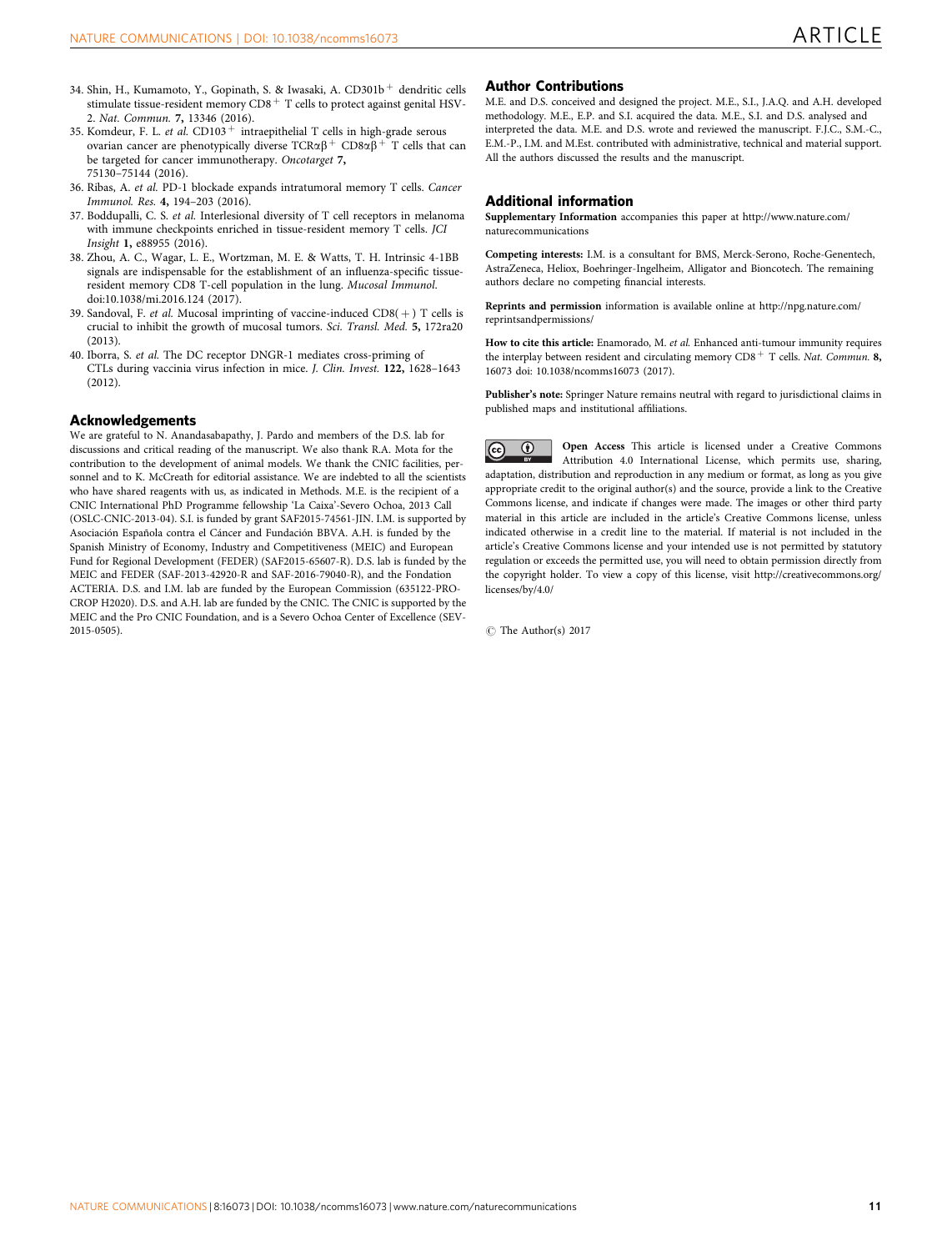34. Shin, H., Kumamoto, Y., Gopinath, S. & Iwasaki, A. CD301b$^+$ dendritic cells stimulate tissue-resident memory CD8$^+$ T cells to protect against genital HSV-2. *Nat. Commun.* **7**, 13346 (2016).
35. Komdeur, F. L. *et al.* CD103$^+$ intraepithelial T cells in high-grade serous ovarian cancer are phenotypically diverse TCR$\alpha\beta^+$ CD8$\alpha\beta^+$ T cells that can be targeted for cancer immunotherapy. *Oncotarget* **7**, 75130–75144 (2016).
36. Ribas, A. *et al.* PD-1 blockade expands intratumoral memory T cells. *Cancer Immunol. Res.* **4**, 194–203 (2016).
37. Boddupalli, C. S. *et al.* Interlesional diversity of T cell receptors in melanoma with immune checkpoints enriched in tissue-resident memory T cells. *JCI Insight* **1**, e88955 (2016).
38. Zhou, A. C., Wagar, L. E., Wortzman, M. E. & Watts, T. H. Intrinsic 4-1BB signals are indispensable for the establishment of an influenza-specific tissue-resident memory CD8 T-cell population in the lung. *Mucosal Immunol.* doi:10.1038/mi.2016.124 (2017).
39. Sandoval, F. *et al.* Mucosal imprinting of vaccine-induced CD8(+) T cells is crucial to inhibit the growth of mucosal tumors. *Sci. Transl. Med.* **5,** 172ra20 (2013).
40. Iborra, S. *et al.* The DC receptor DNGR-1 mediates cross-priming of CTLs during vaccinia virus infection in mice. *J. Clin. Invest.* **122,** 1628–1643 (2012).

## Acknowledgements

We are grateful to N. Anandasabapathy, J. Pardo and members of the D.S. lab for discussions and critical reading of the manuscript. We also thank R.A. Mota for the contribution to the development of animal models. We thank the CNIC facilities, personnel and to K. McCreath for editorial assistance. We are indebted to all the scientists who have shared reagents with us, as indicated in Methods. M.E. is the recipient of a CNIC International PhD Programme fellowship 'La Caixa'-Severo Ochoa, 2013 Call (OSLC-CNIC-2013-04). S.I. is funded by grant SAF2015-74561-JIN. I.M. is supported by Asociación Española contra el Cáncer and Fundación BBVA. A.H. is funded by the Spanish Ministry of Economy, Industry and Competitiveness (MEIC) and European Fund for Regional Development (FEDER) (SAF2015-65607-R). D.S. lab is funded by the MEIC and FEDER (SAF-2013-42920-R and SAF-2016-79040-R), and the Fondation ACTERIA. D.S. and I.M. lab are funded by the European Commission (635122-PROCROP H2020). D.S. and A.H. lab are funded by the CNIC. The CNIC is supported by the MEIC and the Pro CNIC Foundation, and is a Severo Ochoa Center of Excellence (SEV-2015-0505).

## Author Contributions

M.E. and D.S. conceived and designed the project. M.E., S.I., J.A.Q. and A.H. developed methodology. M.E., E.P. and S.I. acquired the data. M.E., S.I. and D.S. analysed and interpreted the data. M.E. and D.S. wrote and reviewed the manuscript. F.J.C., S.M.-C., E.M.-P., I.M. and M.Est. contributed with administrative, technical and material support. All the authors discussed the results and the manuscript.

## Additional information

**Supplementary Information** accompanies this paper at http://www.nature.com/naturecommunications

**Competing interests:** I.M. is a consultant for BMS, Merck-Serono, Roche-Genentech, AstraZeneca, Heliox, Boehringer-Ingelheim, Alligator and Bioncotech. The remaining authors declare no competing financial interests.

**Reprints and permission** information is available online at http://npg.nature.com/reprintsandpermissions/

**How to cite this article:** Enamorado, M. *et al.* Enhanced anti-tumour immunity requires the interplay between resident and circulating memory CD8$^+$ T cells. *Nat. Commun.* **8,** 16073 doi: 10.1038/ncomms16073 (2017).

**Publisher's note:** Springer Nature remains neutral with regard to jurisdictional claims in published maps and institutional affiliations.

**Open Access** This article is licensed under a Creative Commons Attribution 4.0 International License, which permits use, sharing, adaptation, distribution and reproduction in any medium or format, as long as you give appropriate credit to the original author(s) and the source, provide a link to the Creative Commons license, and indicate if changes were made. The images or other third party material in this article are included in the article's Creative Commons license, unless indicated otherwise in a credit line to the material. If material is not included in the article's Creative Commons license and your intended use is not permitted by statutory regulation or exceeds the permitted use, you will need to obtain permission directly from the copyright holder. To view a copy of this license, visit http://creativecommons.org/licenses/by/4.0/

© The Author(s) 2017